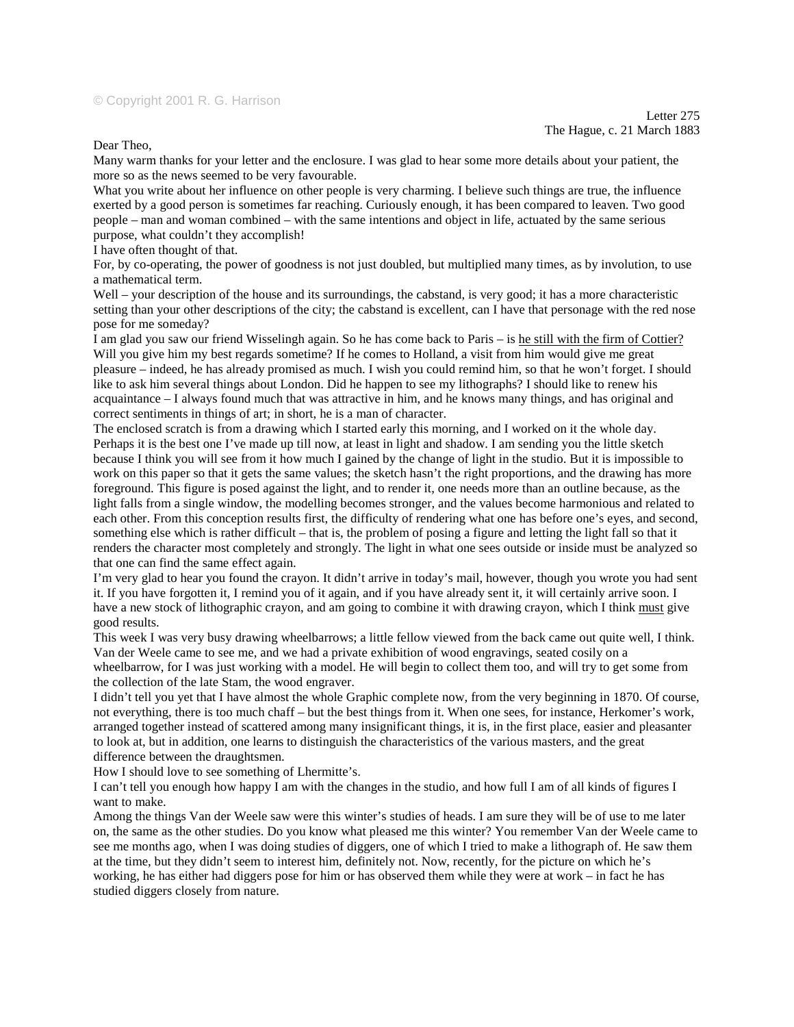© Copyright 2001 R. G. Harrison

Letter 275
The Hague, c. 21 March 1883

Dear Theo,

Many warm thanks for your letter and the enclosure. I was glad to hear some more details about your patient, the more so as the news seemed to be very favourable.

What you write about her influence on other people is very charming. I believe such things are true, the influence exerted by a good person is sometimes far reaching. Curiously enough, it has been compared to leaven. Two good people – man and woman combined – with the same intentions and object in life, actuated by the same serious purpose, what couldn't they accomplish!

I have often thought of that.

For, by co-operating, the power of goodness is not just doubled, but multiplied many times, as by involution, to use a mathematical term.

Well – your description of the house and its surroundings, the cabstand, is very good; it has a more characteristic setting than your other descriptions of the city; the cabstand is excellent, can I have that personage with the red nose pose for me someday?

I am glad you saw our friend Wisselingh again. So he has come back to Paris – is <u>he still with the firm of Cottier?</u> Will you give him my best regards sometime? If he comes to Holland, a visit from him would give me great pleasure – indeed, he has already promised as much. I wish you could remind him, so that he won't forget. I should like to ask him several things about London. Did he happen to see my lithographs? I should like to renew his acquaintance – I always found much that was attractive in him, and he knows many things, and has original and correct sentiments in things of art; in short, he is a man of character.

The enclosed scratch is from a drawing which I started early this morning, and I worked on it the whole day. Perhaps it is the best one I've made up till now, at least in light and shadow. I am sending you the little sketch because I think you will see from it how much I gained by the change of light in the studio. But it is impossible to work on this paper so that it gets the same values; the sketch hasn't the right proportions, and the drawing has more foreground. This figure is posed against the light, and to render it, one needs more than an outline because, as the light falls from a single window, the modelling becomes stronger, and the values become harmonious and related to each other. From this conception results first, the difficulty of rendering what one has before one's eyes, and second, something else which is rather difficult – that is, the problem of posing a figure and letting the light fall so that it renders the character most completely and strongly. The light in what one sees outside or inside must be analyzed so that one can find the same effect again.

I'm very glad to hear you found the crayon. It didn't arrive in today's mail, however, though you wrote you had sent it. If you have forgotten it, I remind you of it again, and if you have already sent it, it will certainly arrive soon. I have a new stock of lithographic crayon, and am going to combine it with drawing crayon, which I think <u>must</u> give good results.

This week I was very busy drawing wheelbarrows; a little fellow viewed from the back came out quite well, I think. Van der Weele came to see me, and we had a private exhibition of wood engravings, seated cosily on a wheelbarrow, for I was just working with a model. He will begin to collect them too, and will try to get some from the collection of the late Stam, the wood engraver.

I didn't tell you yet that I have almost the whole Graphic complete now, from the very beginning in 1870. Of course, not everything, there is too much chaff – but the best things from it. When one sees, for instance, Herkomer's work, arranged together instead of scattered among many insignificant things, it is, in the first place, easier and pleasanter to look at, but in addition, one learns to distinguish the characteristics of the various masters, and the great difference between the draughtsmen.

How I should love to see something of Lhermitte's.

I can't tell you enough how happy I am with the changes in the studio, and how full I am of all kinds of figures I want to make.

Among the things Van der Weele saw were this winter's studies of heads. I am sure they will be of use to me later on, the same as the other studies. Do you know what pleased me this winter? You remember Van der Weele came to see me months ago, when I was doing studies of diggers, one of which I tried to make a lithograph of. He saw them at the time, but they didn't seem to interest him, definitely not. Now, recently, for the picture on which he's working, he has either had diggers pose for him or has observed them while they were at work – in fact he has studied diggers closely from nature.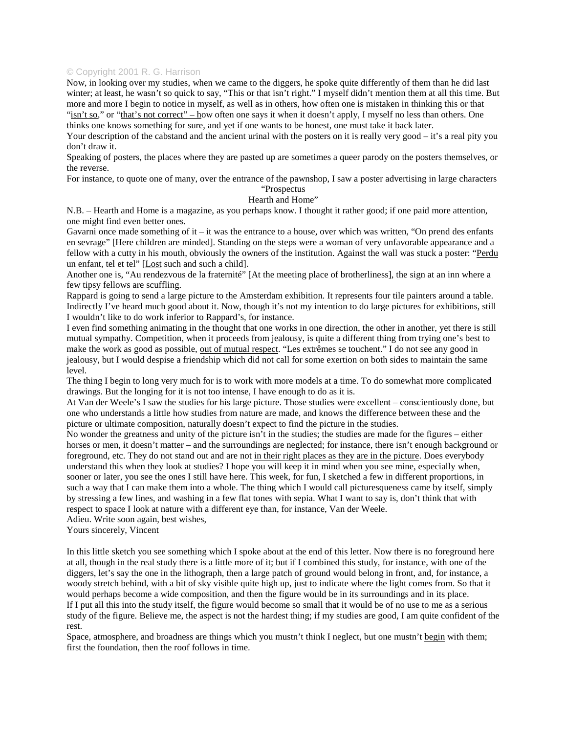© Copyright 2001 R. G. Harrison

Now, in looking over my studies, when we came to the diggers, he spoke quite differently of them than he did last winter; at least, he wasn't so quick to say, "This or that isn't right." I myself didn't mention them at all this time. But more and more I begin to notice in myself, as well as in others, how often one is mistaken in thinking this or that "isn't so," or "that's not correct" – how often one says it when it doesn't apply, I myself no less than others. One thinks one knows something for sure, and yet if one wants to be honest, one must take it back later.

Your description of the cabstand and the ancient urinal with the posters on it is really very good – it's a real pity you don't draw it.

Speaking of posters, the places where they are pasted up are sometimes a queer parody on the posters themselves, or the reverse.

For instance, to quote one of many, over the entrance of the pawnshop, I saw a poster advertising in large characters

"Prospectus
Hearth and Home"

N.B. – Hearth and Home is a magazine, as you perhaps know. I thought it rather good; if one paid more attention, one might find even better ones.

Gavarni once made something of it – it was the entrance to a house, over which was written, "On prend des enfants en sevrage" [Here children are minded]. Standing on the steps were a woman of very unfavorable appearance and a fellow with a cutty in his mouth, obviously the owners of the institution. Against the wall was stuck a poster: "Perdu un enfant, tel et tel" [Lost such and such a child].

Another one is, "Au rendezvous de la fraternité" [At the meeting place of brotherliness], the sign at an inn where a few tipsy fellows are scuffling.

Rappard is going to send a large picture to the Amsterdam exhibition. It represents four tile painters around a table. Indirectly I've heard much good about it. Now, though it's not my intention to do large pictures for exhibitions, still I wouldn't like to do work inferior to Rappard's, for instance.

I even find something animating in the thought that one works in one direction, the other in another, yet there is still mutual sympathy. Competition, when it proceeds from jealousy, is quite a different thing from trying one's best to make the work as good as possible, out of mutual respect. "Les extrêmes se touchent." I do not see any good in jealousy, but I would despise a friendship which did not call for some exertion on both sides to maintain the same level.

The thing I begin to long very much for is to work with more models at a time. To do somewhat more complicated drawings. But the longing for it is not too intense, I have enough to do as it is.

At Van der Weele's I saw the studies for his large picture. Those studies were excellent – conscientiously done, but one who understands a little how studies from nature are made, and knows the difference between these and the picture or ultimate composition, naturally doesn't expect to find the picture in the studies.

No wonder the greatness and unity of the picture isn't in the studies; the studies are made for the figures – either horses or men, it doesn't matter – and the surroundings are neglected; for instance, there isn't enough background or foreground, etc. They do not stand out and are not in their right places as they are in the picture. Does everybody understand this when they look at studies? I hope you will keep it in mind when you see mine, especially when, sooner or later, you see the ones I still have here. This week, for fun, I sketched a few in different proportions, in such a way that I can make them into a whole. The thing which I would call picturesqueness came by itself, simply by stressing a few lines, and washing in a few flat tones with sepia. What I want to say is, don't think that with respect to space I look at nature with a different eye than, for instance, Van der Weele.

Adieu. Write soon again, best wishes,

Yours sincerely, Vincent

In this little sketch you see something which I spoke about at the end of this letter. Now there is no foreground here at all, though in the real study there is a little more of it; but if I combined this study, for instance, with one of the diggers, let's say the one in the lithograph, then a large patch of ground would belong in front, and, for instance, a woody stretch behind, with a bit of sky visible quite high up, just to indicate where the light comes from. So that it would perhaps become a wide composition, and then the figure would be in its surroundings and in its place.

If I put all this into the study itself, the figure would become so small that it would be of no use to me as a serious study of the figure. Believe me, the aspect is not the hardest thing; if my studies are good, I am quite confident of the rest.

Space, atmosphere, and broadness are things which you mustn't think I neglect, but one mustn't begin with them; first the foundation, then the roof follows in time.